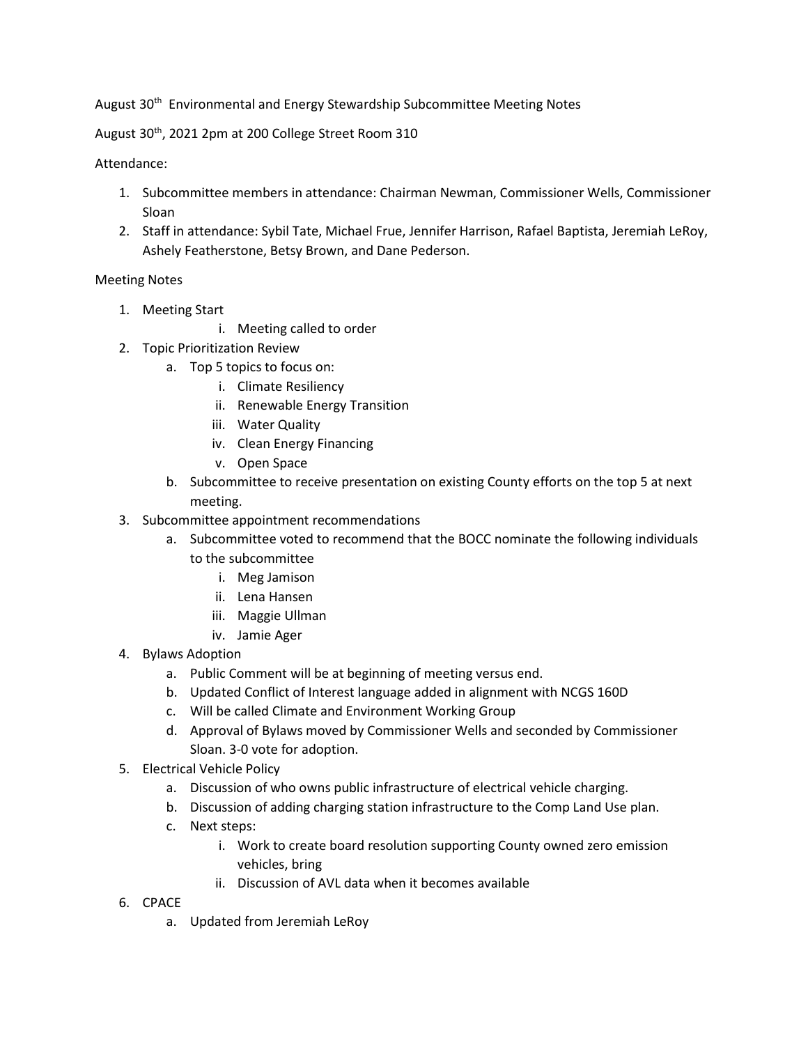August 30th Environmental and Energy Stewardship Subcommittee Meeting Notes

August 30th, 2021 2pm at 200 College Street Room 310

Attendance:

1. Subcommittee members in attendance: Chairman Newman, Commissioner Wells, Commissioner Sloan
2. Staff in attendance: Sybil Tate, Michael Frue, Jennifer Harrison, Rafael Baptista, Jeremiah LeRoy, Ashely Featherstone, Betsy Brown, and Dane Pederson.

Meeting Notes

1. Meeting Start
    i. Meeting called to order
2. Topic Prioritization Review
    a. Top 5 topics to focus on:
        i. Climate Resiliency
        ii. Renewable Energy Transition
        iii. Water Quality
        iv. Clean Energy Financing
        v. Open Space
    b. Subcommittee to receive presentation on existing County efforts on the top 5 at next meeting.
3. Subcommittee appointment recommendations
    a. Subcommittee voted to recommend that the BOCC nominate the following individuals to the subcommittee
        i. Meg Jamison
        ii. Lena Hansen
        iii. Maggie Ullman
        iv. Jamie Ager
4. Bylaws Adoption
    a. Public Comment will be at beginning of meeting versus end.
    b. Updated Conflict of Interest language added in alignment with NCGS 160D
    c. Will be called Climate and Environment Working Group
    d. Approval of Bylaws moved by Commissioner Wells and seconded by Commissioner Sloan. 3-0 vote for adoption.
5. Electrical Vehicle Policy
    a. Discussion of who owns public infrastructure of electrical vehicle charging.
    b. Discussion of adding charging station infrastructure to the Comp Land Use plan.
    c. Next steps:
        i. Work to create board resolution supporting County owned zero emission vehicles, bring
        ii. Discussion of AVL data when it becomes available
6. CPACE
    a. Updated from Jeremiah LeRoy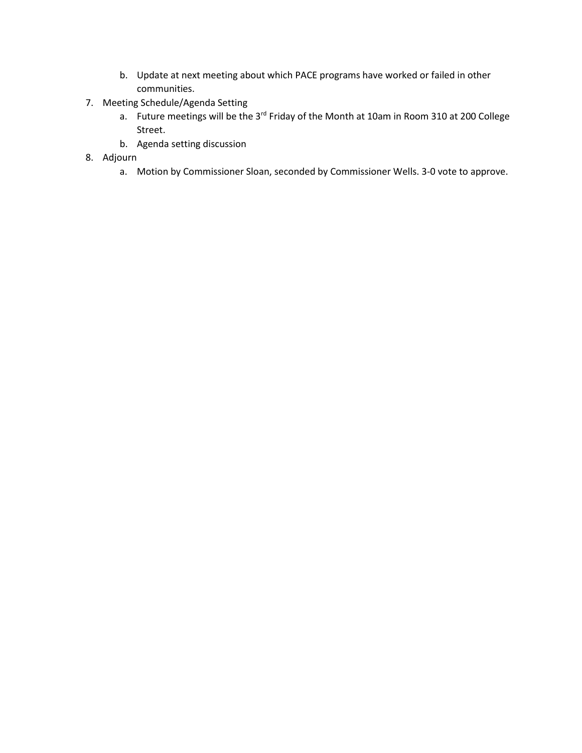b. Update at next meeting about which PACE programs have worked or failed in other communities.
7. Meeting Schedule/Agenda Setting
   a. Future meetings will be the 3rd Friday of the Month at 10am in Room 310 at 200 College Street.
   b. Agenda setting discussion
8. Adjourn
   a. Motion by Commissioner Sloan, seconded by Commissioner Wells. 3-0 vote to approve.